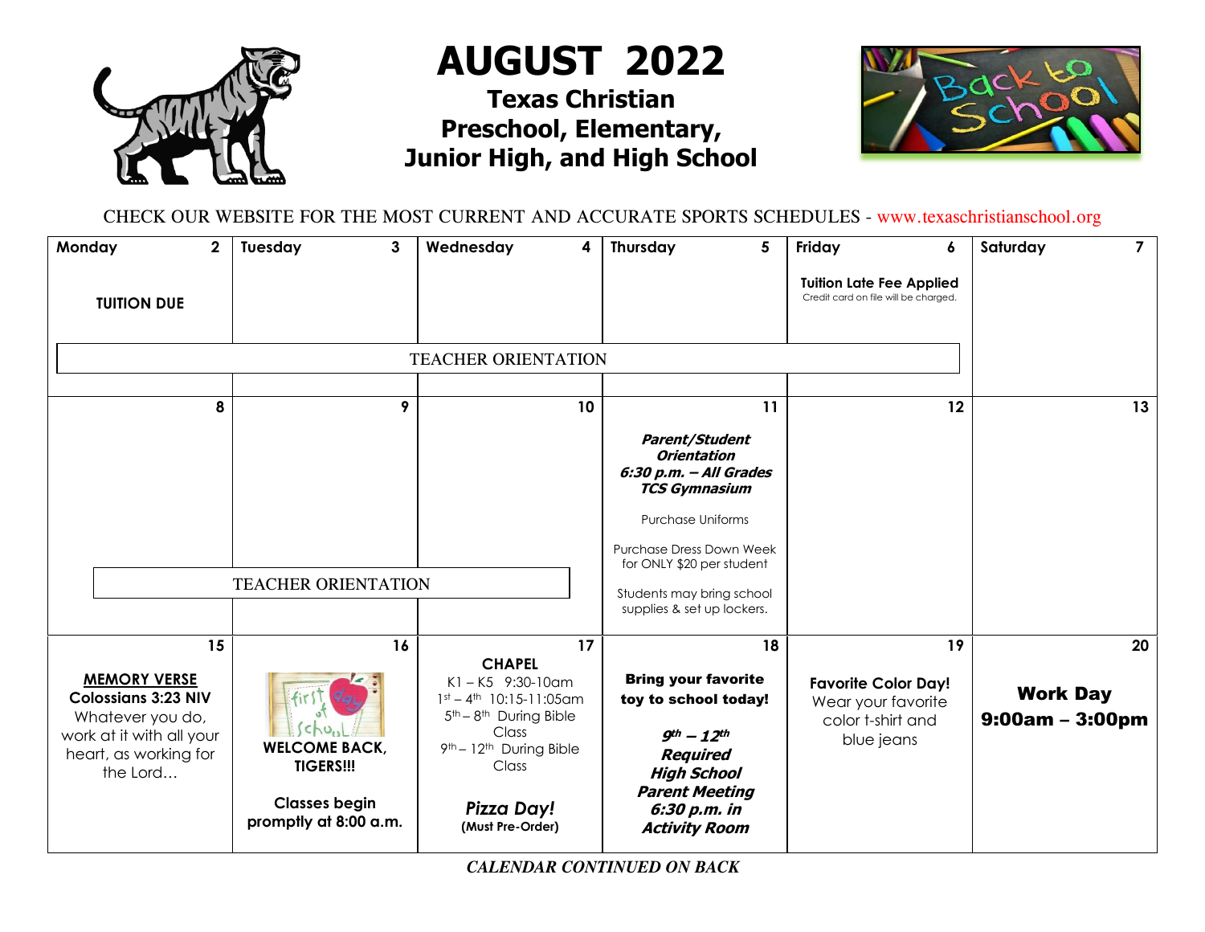# AUGUST 2022

## Texas Christian Preschool, Elementary, Junior High, and High School

CHECK OUR WEBSITE FOR THE MOST CURRENT AND ACCURATE SPORTS SCHEDULES - www.texaschristianschool.org

| Monday | Tuesday | Wednesday | Thursday | Friday | Saturday |
|---|---|---|---|---|---|
| 2<br>**TUITION DUE**<br>TEACHER ORIENTATION | 3<br>TEACHER ORIENTATION | 4<br>TEACHER ORIENTATION | 5<br>TEACHER ORIENTATION | 6<br>**Tuition Late Fee Applied**<br>Credit card on file will be charged.<br>TEACHER ORIENTATION | 7 |
| 8<br>TEACHER ORIENTATION | 9<br>TEACHER ORIENTATION | 10<br>TEACHER ORIENTATION | 11<br>***Parent/Student Orientation 6:30 p.m. – All Grades TCS Gymnasium***<br>Purchase Uniforms<br>Purchase Dress Down Week for ONLY $20 per student<br>Students may bring school supplies & set up lockers. | 12 | 13 |
| 15<br>**MEMORY VERSE**<br>**Colossians 3:23 NIV**<br>Whatever you do, work at it with all your heart, as working for the Lord… | 16<br>**WELCOME BACK, TIGERS!!!**<br>**Classes begin promptly at 8:00 a.m.** | 17<br>**CHAPEL**<br>K1 – K5 9:30-10am<br>1st – 4th 10:15-11:05am<br>5th – 8th During Bible Class<br>9th – 12th During Bible Class<br>***Pizza Day!***<br>**(Must Pre-Order)** | 18<br>**Bring your favorite toy to school today!**<br>***9th – 12th Required High School Parent Meeting 6:30 p.m. in Activity Room*** | 19<br>**Favorite Color Day!**<br>Wear your favorite color t-shirt and blue jeans | 20<br>**Work Day 9:00am – 3:00pm** |

*CALENDAR CONTINUED ON BACK*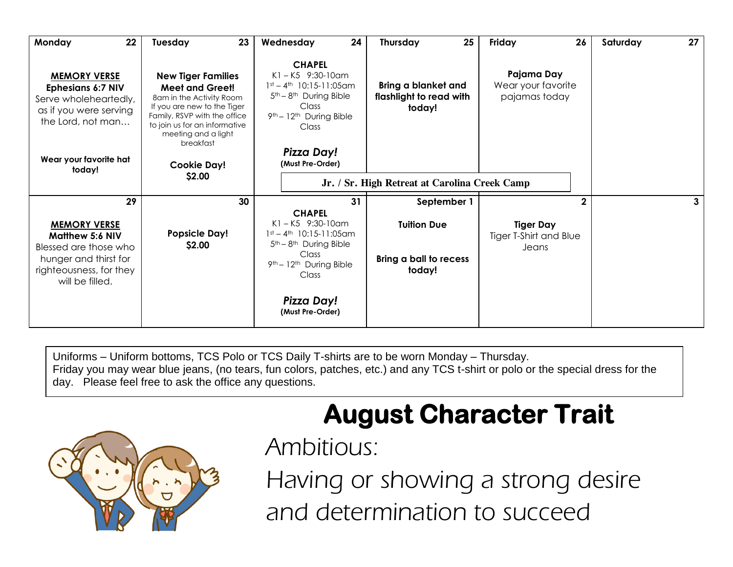| Monday 22 | Tuesday 23 | Wednesday 24 | Thursday 25 | Friday 26 | Saturday 27 |
|---|---|---|---|---|---|
| **MEMORY VERSE** **Ephesians 6:7 NIV** Serve wholeheartedly, as if you were serving the Lord, not man… **Wear your favorite hat today!** | **New Tiger Families Meet and Greet!** 8am in the Activity Room If you are new to the Tiger Family, RSVP with the office to join us for an informative meeting and a light breakfast **Cookie Day! $2.00** | **CHAPEL** K1 – K5 9:30-10am 1st – 4th 10:15-11:05am 5th – 8th During Bible Class 9th – 12th During Bible Class ***Pizza Day!*** **(Must Pre-Order)** **Jr. / Sr. High Retreat at Carolina Creek Camp** | **Bring a blanket and flashlight to read with today!** **Jr. / Sr. High Retreat at Carolina Creek Camp** | **Pajama Day** Wear your favorite pajamas today **Jr. / Sr. High Retreat at Carolina Creek Camp** | |
| 29 **MEMORY VERSE** **Matthew 5:6 NIV** Blessed are those who hunger and thirst for righteousness, for they will be filled. | 30 **Popsicle Day! $2.00** | 31 **CHAPEL** K1 – K5 9:30-10am 1st – 4th 10:15-11:05am 5th – 8th During Bible Class 9th – 12th During Bible Class ***Pizza Day!*** **(Must Pre-Order)** | September 1 **Tuition Due** **Bring a ball to recess today!** | 2 **Tiger Day** Tiger T-Shirt and Blue Jeans | 3 |

Uniforms – Uniform bottoms, TCS Polo or TCS Daily T-shirts are to be worn Monday – Thursday.
Friday you may wear blue jeans, (no tears, fun colors, patches, etc.) and any TCS t-shirt or polo or the special dress for the day. Please feel free to ask the office any questions.

# August Character Trait

*Ambitious:*

*Having or showing a strong desire and determination to succeed*